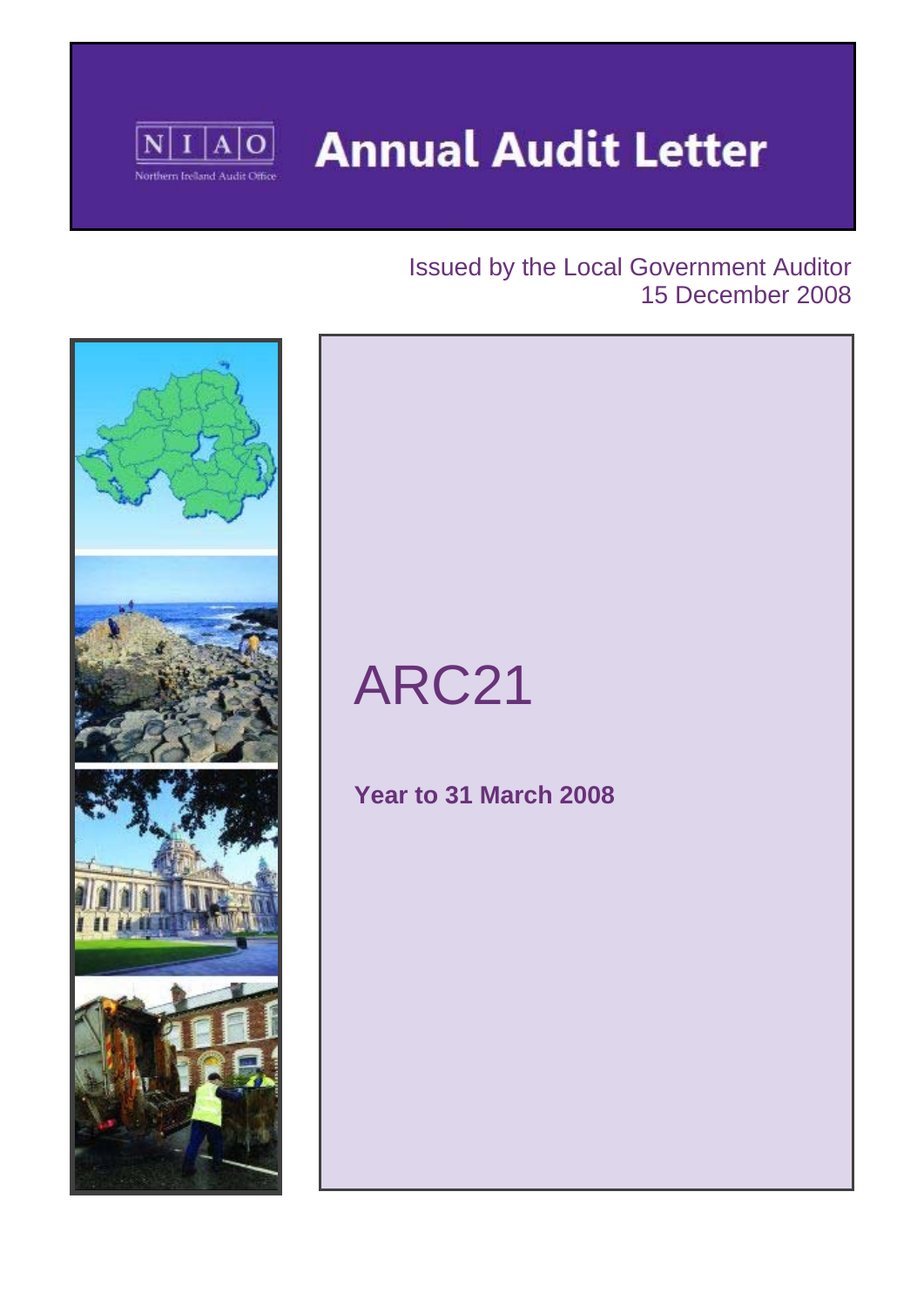# Annual Audit Letter

Northern Ireland Audit Office

Issued by the Local Government Auditor
15 December 2008

# ARC21

**Year to 31 March 2008**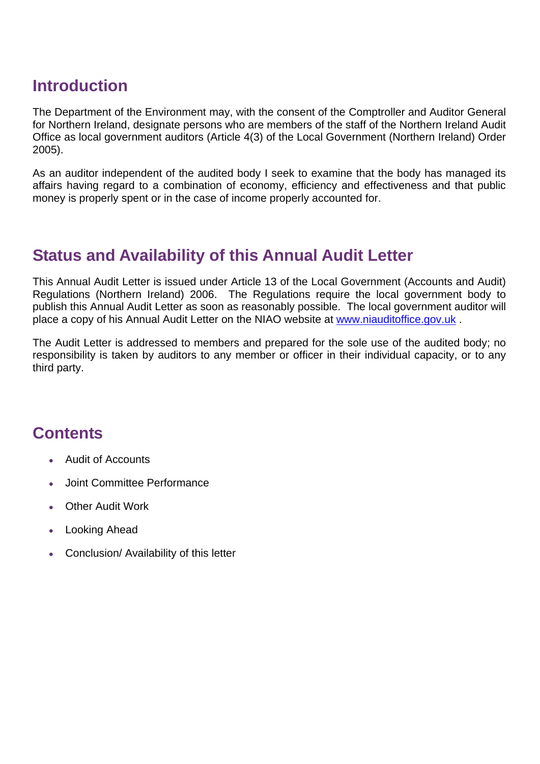## Introduction

The Department of the Environment may, with the consent of the Comptroller and Auditor General for Northern Ireland, designate persons who are members of the staff of the Northern Ireland Audit Office as local government auditors (Article 4(3) of the Local Government (Northern Ireland) Order 2005).

As an auditor independent of the audited body I seek to examine that the body has managed its affairs having regard to a combination of economy, efficiency and effectiveness and that public money is properly spent or in the case of income properly accounted for.

## Status and Availability of this Annual Audit Letter

This Annual Audit Letter is issued under Article 13 of the Local Government (Accounts and Audit) Regulations (Northern Ireland) 2006. The Regulations require the local government body to publish this Annual Audit Letter as soon as reasonably possible. The local government auditor will place a copy of his Annual Audit Letter on the NIAO website at www.niauditoffice.gov.uk .

The Audit Letter is addressed to members and prepared for the sole use of the audited body; no responsibility is taken by auditors to any member or officer in their individual capacity, or to any third party.

## Contents

- Audit of Accounts
- Joint Committee Performance
- Other Audit Work
- Looking Ahead
- Conclusion/ Availability of this letter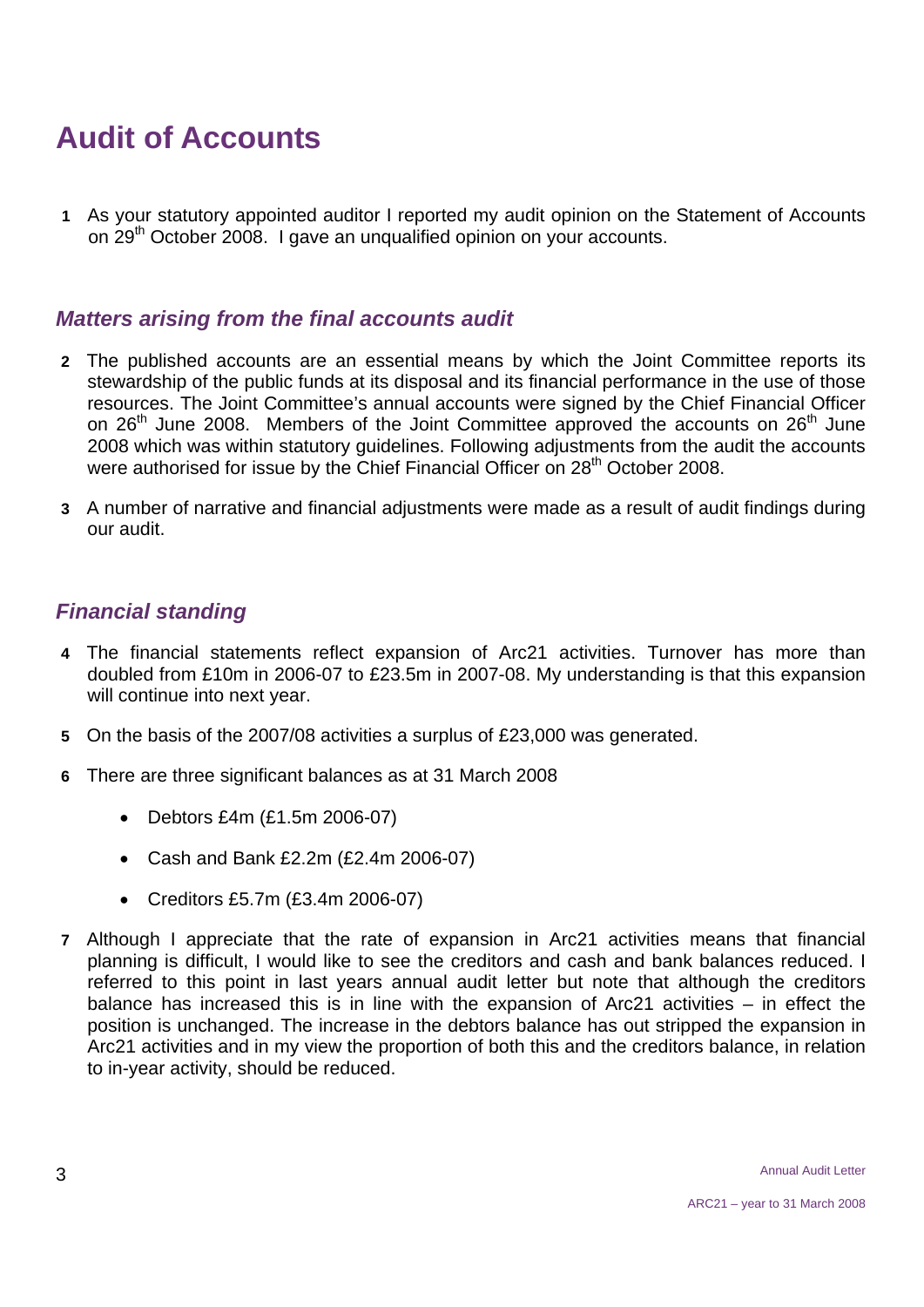# Audit of Accounts

**1** As your statutory appointed auditor I reported my audit opinion on the Statement of Accounts on 29th October 2008. I gave an unqualified opinion on your accounts.

## *Matters arising from the final accounts audit*

**2** The published accounts are an essential means by which the Joint Committee reports its stewardship of the public funds at its disposal and its financial performance in the use of those resources. The Joint Committee's annual accounts were signed by the Chief Financial Officer on 26th June 2008. Members of the Joint Committee approved the accounts on 26th June 2008 which was within statutory guidelines. Following adjustments from the audit the accounts were authorised for issue by the Chief Financial Officer on 28th October 2008.

**3** A number of narrative and financial adjustments were made as a result of audit findings during our audit.

## *Financial standing*

**4** The financial statements reflect expansion of Arc21 activities. Turnover has more than doubled from £10m in 2006-07 to £23.5m in 2007-08. My understanding is that this expansion will continue into next year.

**5** On the basis of the 2007/08 activities a surplus of £23,000 was generated.

**6** There are three significant balances as at 31 March 2008

- Debtors £4m (£1.5m 2006-07)
- Cash and Bank £2.2m (£2.4m 2006-07)
- Creditors £5.7m (£3.4m 2006-07)

**7** Although I appreciate that the rate of expansion in Arc21 activities means that financial planning is difficult, I would like to see the creditors and cash and bank balances reduced. I referred to this point in last years annual audit letter but note that although the creditors balance has increased this is in line with the expansion of Arc21 activities – in effect the position is unchanged. The increase in the debtors balance has out stripped the expansion in Arc21 activities and in my view the proportion of both this and the creditors balance, in relation to in-year activity, should be reduced.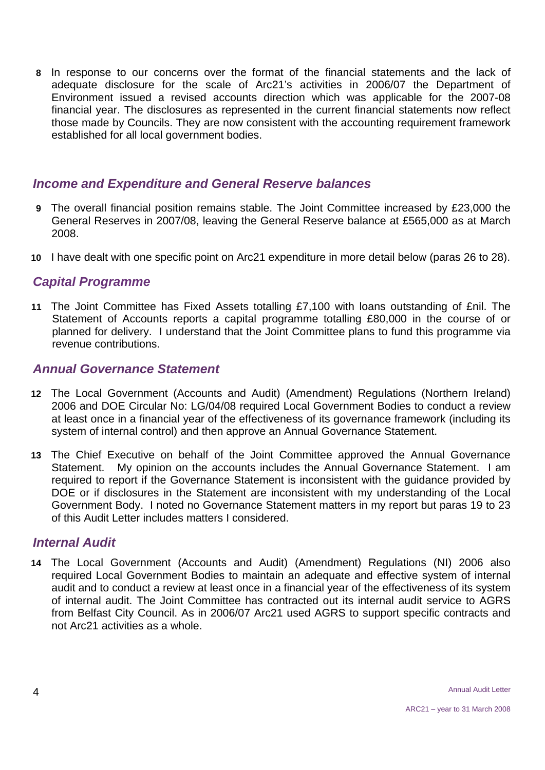**8** In response to our concerns over the format of the financial statements and the lack of adequate disclosure for the scale of Arc21's activities in 2006/07 the Department of Environment issued a revised accounts direction which was applicable for the 2007-08 financial year. The disclosures as represented in the current financial statements now reflect those made by Councils. They are now consistent with the accounting requirement framework established for all local government bodies.

## *Income and Expenditure and General Reserve balances*

**9** The overall financial position remains stable. The Joint Committee increased by £23,000 the General Reserves in 2007/08, leaving the General Reserve balance at £565,000 as at March 2008.

**10** I have dealt with one specific point on Arc21 expenditure in more detail below (paras 26 to 28).

## *Capital Programme*

**11** The Joint Committee has Fixed Assets totalling £7,100 with loans outstanding of £nil. The Statement of Accounts reports a capital programme totalling £80,000 in the course of or planned for delivery. I understand that the Joint Committee plans to fund this programme via revenue contributions.

## *Annual Governance Statement*

**12** The Local Government (Accounts and Audit) (Amendment) Regulations (Northern Ireland) 2006 and DOE Circular No: LG/04/08 required Local Government Bodies to conduct a review at least once in a financial year of the effectiveness of its governance framework (including its system of internal control) and then approve an Annual Governance Statement.

**13** The Chief Executive on behalf of the Joint Committee approved the Annual Governance Statement. My opinion on the accounts includes the Annual Governance Statement. I am required to report if the Governance Statement is inconsistent with the guidance provided by DOE or if disclosures in the Statement are inconsistent with my understanding of the Local Government Body. I noted no Governance Statement matters in my report but paras 19 to 23 of this Audit Letter includes matters I considered.

## *Internal Audit*

**14** The Local Government (Accounts and Audit) (Amendment) Regulations (NI) 2006 also required Local Government Bodies to maintain an adequate and effective system of internal audit and to conduct a review at least once in a financial year of the effectiveness of its system of internal audit. The Joint Committee has contracted out its internal audit service to AGRS from Belfast City Council. As in 2006/07 Arc21 used AGRS to support specific contracts and not Arc21 activities as a whole.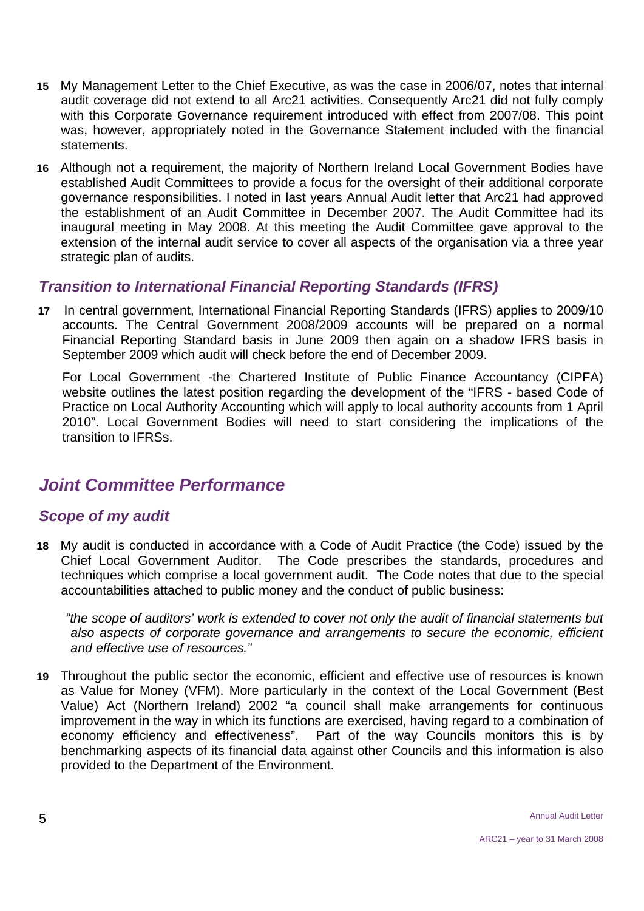**15** My Management Letter to the Chief Executive, as was the case in 2006/07, notes that internal audit coverage did not extend to all Arc21 activities. Consequently Arc21 did not fully comply with this Corporate Governance requirement introduced with effect from 2007/08. This point was, however, appropriately noted in the Governance Statement included with the financial statements.

**16** Although not a requirement, the majority of Northern Ireland Local Government Bodies have established Audit Committees to provide a focus for the oversight of their additional corporate governance responsibilities. I noted in last years Annual Audit letter that Arc21 had approved the establishment of an Audit Committee in December 2007. The Audit Committee had its inaugural meeting in May 2008. At this meeting the Audit Committee gave approval to the extension of the internal audit service to cover all aspects of the organisation via a three year strategic plan of audits.

### *Transition to International Financial Reporting Standards (IFRS)*

**17** In central government, International Financial Reporting Standards (IFRS) applies to 2009/10 accounts. The Central Government 2008/2009 accounts will be prepared on a normal Financial Reporting Standard basis in June 2009 then again on a shadow IFRS basis in September 2009 which audit will check before the end of December 2009.

For Local Government -the Chartered Institute of Public Finance Accountancy (CIPFA) website outlines the latest position regarding the development of the "IFRS - based Code of Practice on Local Authority Accounting which will apply to local authority accounts from 1 April 2010". Local Government Bodies will need to start considering the implications of the transition to IFRSs.

## *Joint Committee Performance*

### *Scope of my audit*

**18** My audit is conducted in accordance with a Code of Audit Practice (the Code) issued by the Chief Local Government Auditor. The Code prescribes the standards, procedures and techniques which comprise a local government audit. The Code notes that due to the special accountabilities attached to public money and the conduct of public business:

> *"the scope of auditors' work is extended to cover not only the audit of financial statements but also aspects of corporate governance and arrangements to secure the economic, efficient and effective use of resources."*

**19** Throughout the public sector the economic, efficient and effective use of resources is known as Value for Money (VFM). More particularly in the context of the Local Government (Best Value) Act (Northern Ireland) 2002 "a council shall make arrangements for continuous improvement in the way in which its functions are exercised, having regard to a combination of economy efficiency and effectiveness". Part of the way Councils monitors this is by benchmarking aspects of its financial data against other Councils and this information is also provided to the Department of the Environment.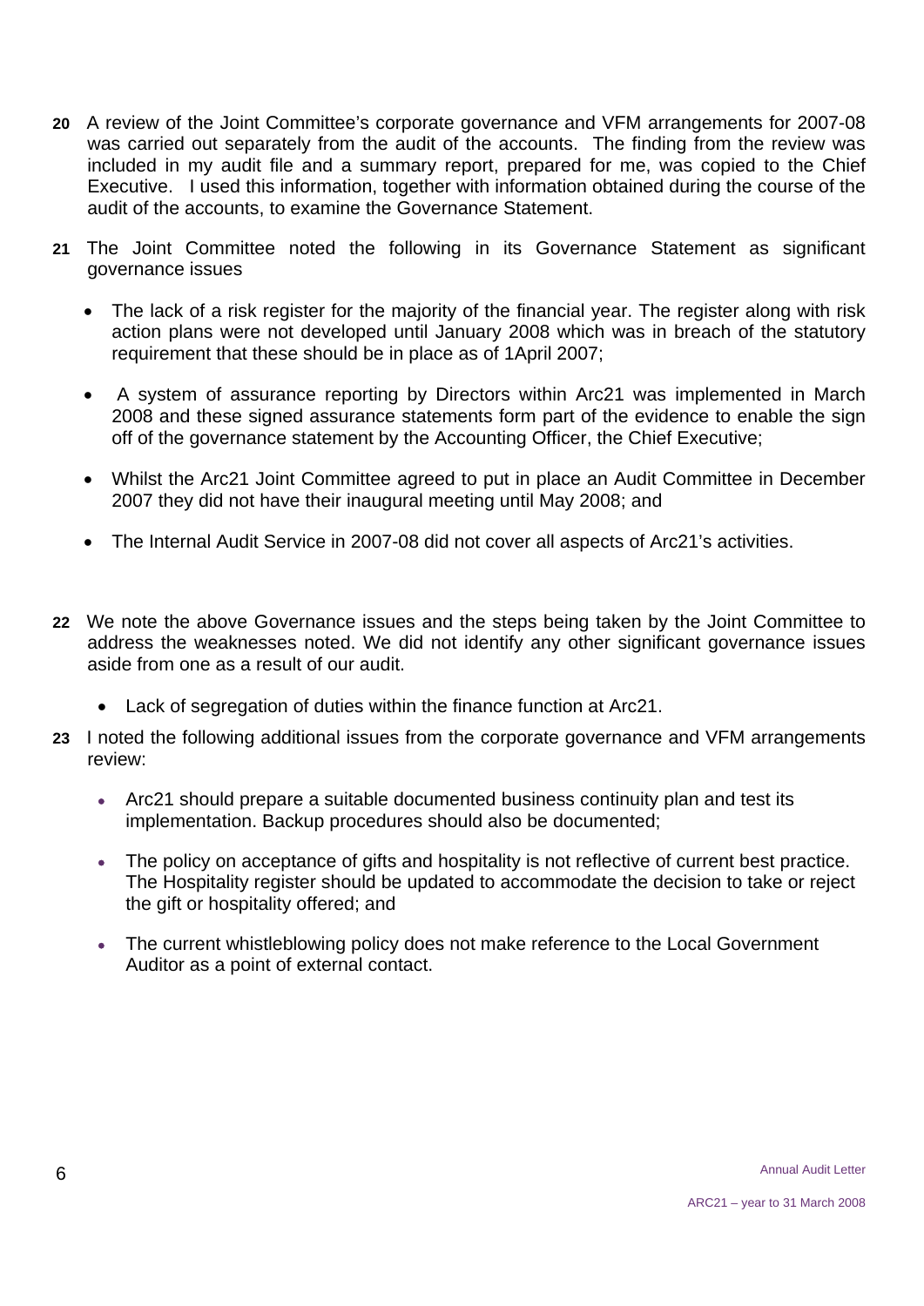**20** A review of the Joint Committee's corporate governance and VFM arrangements for 2007-08 was carried out separately from the audit of the accounts. The finding from the review was included in my audit file and a summary report, prepared for me, was copied to the Chief Executive. I used this information, together with information obtained during the course of the audit of the accounts, to examine the Governance Statement.

**21** The Joint Committee noted the following in its Governance Statement as significant governance issues

- The lack of a risk register for the majority of the financial year. The register along with risk action plans were not developed until January 2008 which was in breach of the statutory requirement that these should be in place as of 1April 2007;
- A system of assurance reporting by Directors within Arc21 was implemented in March 2008 and these signed assurance statements form part of the evidence to enable the sign off of the governance statement by the Accounting Officer, the Chief Executive;
- Whilst the Arc21 Joint Committee agreed to put in place an Audit Committee in December 2007 they did not have their inaugural meeting until May 2008; and
- The Internal Audit Service in 2007-08 did not cover all aspects of Arc21's activities.

**22** We note the above Governance issues and the steps being taken by the Joint Committee to address the weaknesses noted. We did not identify any other significant governance issues aside from one as a result of our audit.

- Lack of segregation of duties within the finance function at Arc21.

**23** I noted the following additional issues from the corporate governance and VFM arrangements review:

- Arc21 should prepare a suitable documented business continuity plan and test its implementation. Backup procedures should also be documented;
- The policy on acceptance of gifts and hospitality is not reflective of current best practice. The Hospitality register should be updated to accommodate the decision to take or reject the gift or hospitality offered; and
- The current whistleblowing policy does not make reference to the Local Government Auditor as a point of external contact.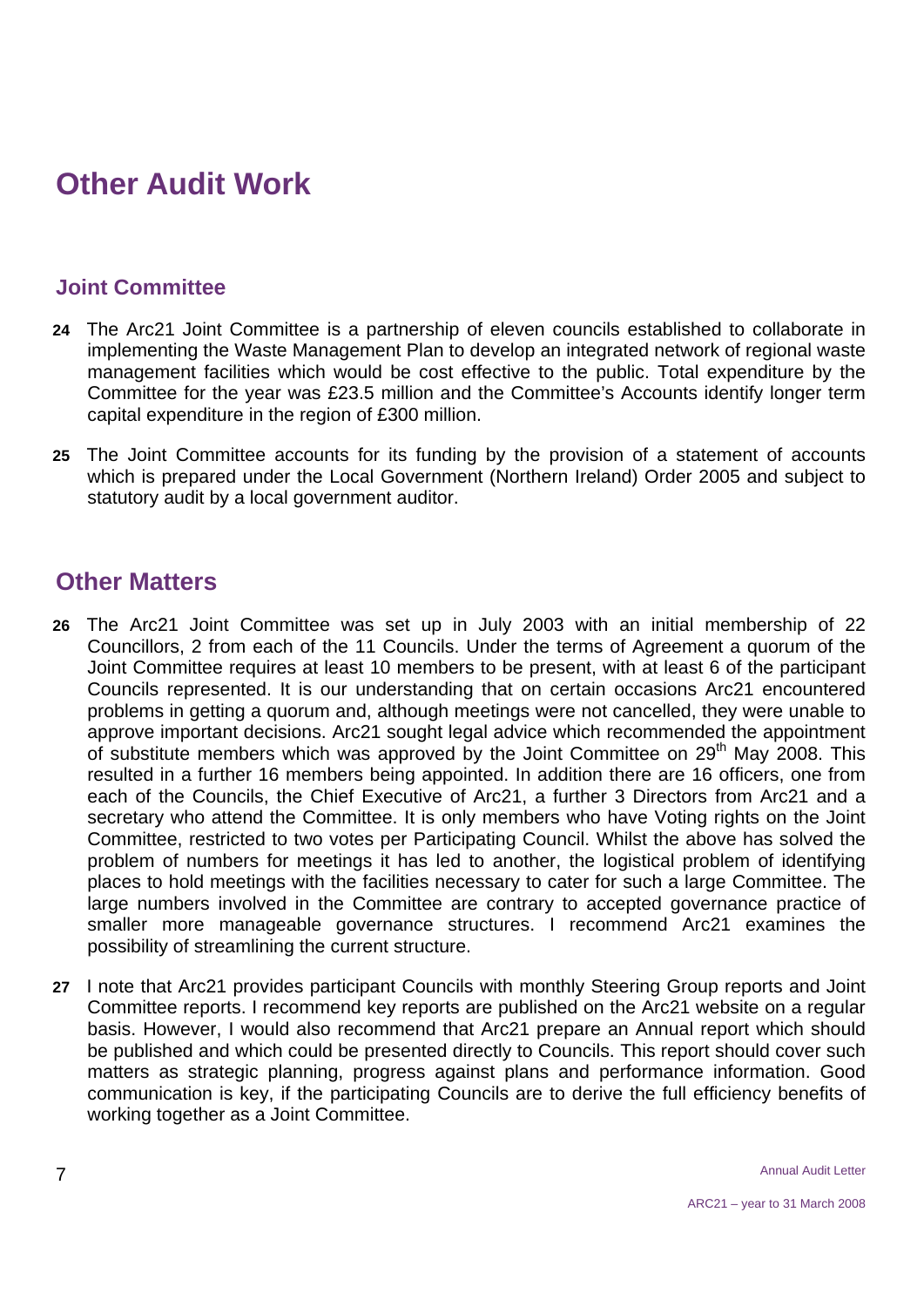# Other Audit Work

## Joint Committee

**24** The Arc21 Joint Committee is a partnership of eleven councils established to collaborate in implementing the Waste Management Plan to develop an integrated network of regional waste management facilities which would be cost effective to the public. Total expenditure by the Committee for the year was £23.5 million and the Committee's Accounts identify longer term capital expenditure in the region of £300 million.

**25** The Joint Committee accounts for its funding by the provision of a statement of accounts which is prepared under the Local Government (Northern Ireland) Order 2005 and subject to statutory audit by a local government auditor.

## Other Matters

**26** The Arc21 Joint Committee was set up in July 2003 with an initial membership of 22 Councillors, 2 from each of the 11 Councils. Under the terms of Agreement a quorum of the Joint Committee requires at least 10 members to be present, with at least 6 of the participant Councils represented. It is our understanding that on certain occasions Arc21 encountered problems in getting a quorum and, although meetings were not cancelled, they were unable to approve important decisions. Arc21 sought legal advice which recommended the appointment of substitute members which was approved by the Joint Committee on 29th May 2008. This resulted in a further 16 members being appointed. In addition there are 16 officers, one from each of the Councils, the Chief Executive of Arc21, a further 3 Directors from Arc21 and a secretary who attend the Committee. It is only members who have Voting rights on the Joint Committee, restricted to two votes per Participating Council. Whilst the above has solved the problem of numbers for meetings it has led to another, the logistical problem of identifying places to hold meetings with the facilities necessary to cater for such a large Committee. The large numbers involved in the Committee are contrary to accepted governance practice of smaller more manageable governance structures. I recommend Arc21 examines the possibility of streamlining the current structure.

**27** I note that Arc21 provides participant Councils with monthly Steering Group reports and Joint Committee reports. I recommend key reports are published on the Arc21 website on a regular basis. However, I would also recommend that Arc21 prepare an Annual report which should be published and which could be presented directly to Councils. This report should cover such matters as strategic planning, progress against plans and performance information. Good communication is key, if the participating Councils are to derive the full efficiency benefits of working together as a Joint Committee.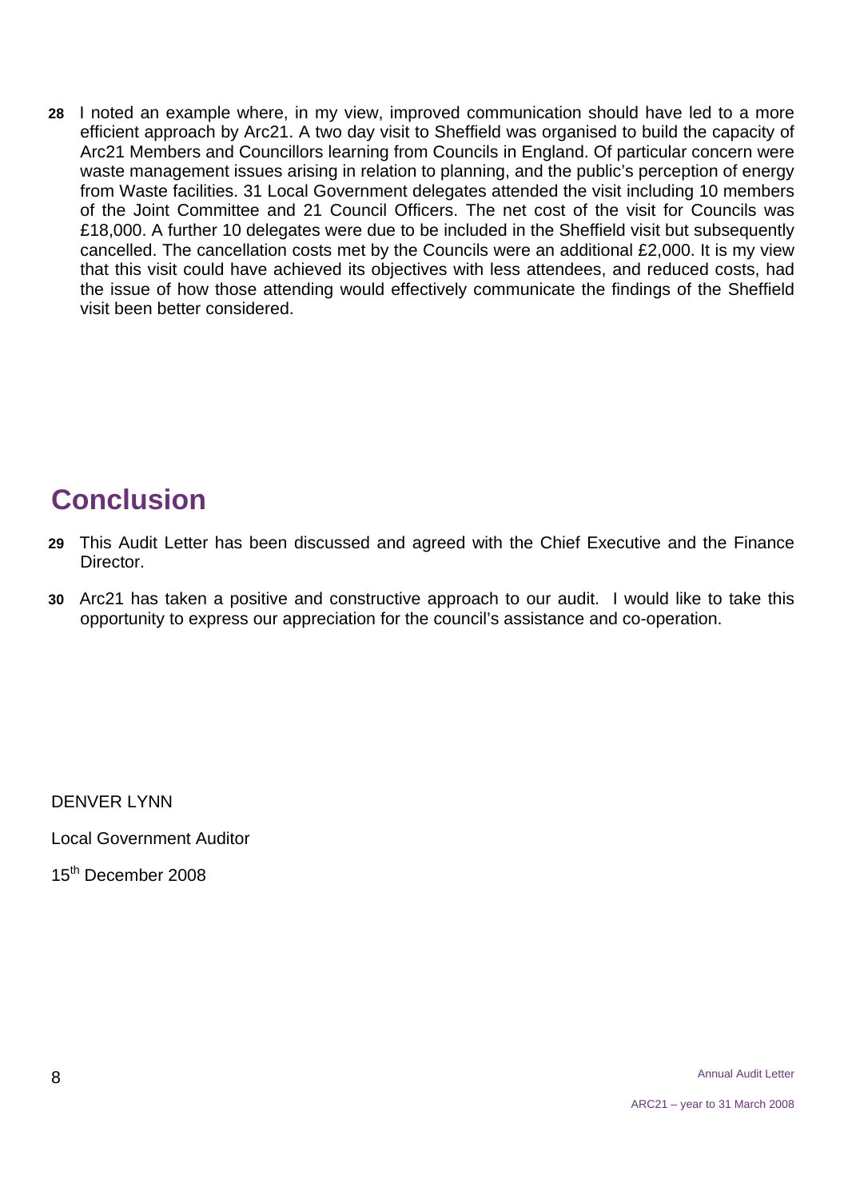**28** I noted an example where, in my view, improved communication should have led to a more efficient approach by Arc21. A two day visit to Sheffield was organised to build the capacity of Arc21 Members and Councillors learning from Councils in England. Of particular concern were waste management issues arising in relation to planning, and the public's perception of energy from Waste facilities. 31 Local Government delegates attended the visit including 10 members of the Joint Committee and 21 Council Officers. The net cost of the visit for Councils was £18,000. A further 10 delegates were due to be included in the Sheffield visit but subsequently cancelled. The cancellation costs met by the Councils were an additional £2,000. It is my view that this visit could have achieved its objectives with less attendees, and reduced costs, had the issue of how those attending would effectively communicate the findings of the Sheffield visit been better considered.

# Conclusion

**29** This Audit Letter has been discussed and agreed with the Chief Executive and the Finance Director.

**30** Arc21 has taken a positive and constructive approach to our audit. I would like to take this opportunity to express our appreciation for the council's assistance and co-operation.

DENVER LYNN

Local Government Auditor

15th December 2008